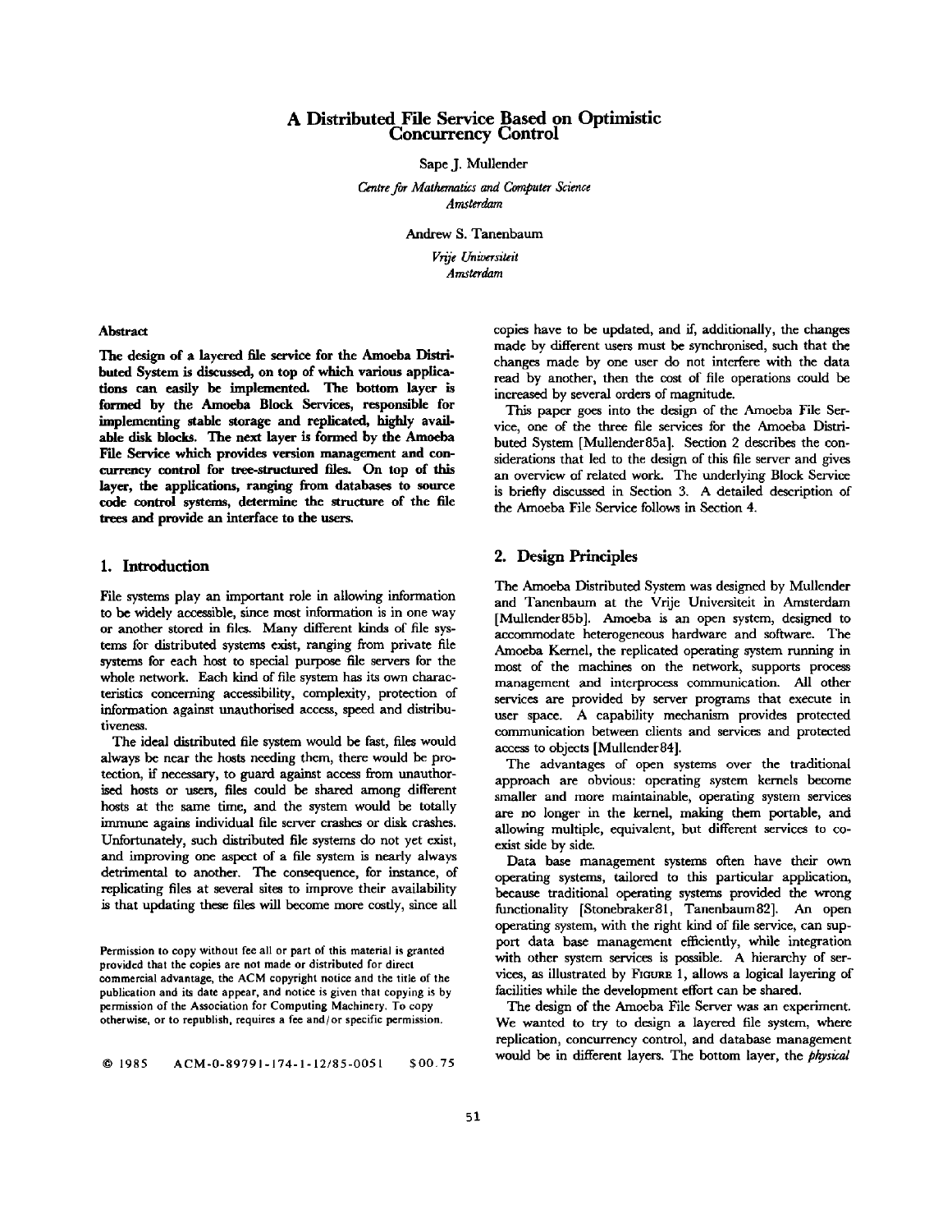# A Distributed File Service Based on Optimistic Concurrency Control

Sape J. Mullender

*Centre for Mathematics and Computer Science*
*Amsterdam*

Andrew S. Tanenbaum

*Vrije Universiteit*
*Amsterdam*

### Abstract

**The design of a layered file service for the Amoeba Distributed System is discussed, on top of which various applications can easily be implemented. The bottom layer is formed by the Amoeba Block Services, responsible for implementing stable storage and replicated, highly available disk blocks. The next layer is formed by the Amoeba File Service which provides version management and concurrency control for tree-structured files. On top of this layer, the applications, ranging from databases to source code control systems, determine the structure of the file trees and provide an interface to the users.**

## 1. Introduction

File systems play an important role in allowing information to be widely accessible, since most information is in one way or another stored in files. Many different kinds of file systems for distributed systems exist, ranging from private file systems for each host to special purpose file servers for the whole network. Each kind of file system has its own characteristics concerning accessibility, complexity, protection of information against unauthorised access, speed and distributiveness.

The ideal distributed file system would be fast, files would always be near the hosts needing them, there would be protection, if necessary, to guard against access from unauthorised hosts or users, files could be shared among different hosts at the same time, and the system would be totally immune agains individual file server crashes or disk crashes. Unfortunately, such distributed file systems do not yet exist, and improving one aspect of a file system is nearly always detrimental to another. The consequence, for instance, of replicating files at several sites to improve their availability is that updating these files will become more costly, since all copies have to be updated, and if, additionally, the changes made by different users must be synchronised, such that the changes made by one user do not interfere with the data read by another, then the cost of file operations could be increased by several orders of magnitude.

This paper goes into the design of the Amoeba File Service, one of the three file services for the Amoeba Distributed System [Mullender85a]. Section 2 describes the considerations that led to the design of this file server and gives an overview of related work. The underlying Block Service is briefly discussed in Section 3. A detailed description of the Amoeba File Service follows in Section 4.

## 2. Design Principles

The Amoeba Distributed System was designed by Mullender and Tanenbaum at the Vrije Universiteit in Amsterdam [Mullender85b]. Amoeba is an open system, designed to accommodate heterogeneous hardware and software. The Amoeba Kernel, the replicated operating system running in most of the machines on the network, supports process management and interprocess communication. All other services are provided by server programs that execute in user space. A capability mechanism provides protected communication between clients and services and protected access to objects [Mullender84].

The advantages of open systems over the traditional approach are obvious: operating system kernels become smaller and more maintainable, operating system services are no longer in the kernel, making them portable, and allowing multiple, equivalent, but different services to coexist side by side.

Data base management systems often have their own operating systems, tailored to this particular application, because traditional operating systems provided the wrong functionality [Stonebraker81, Tanenbaum82]. An open operating system, with the right kind of file service, can support data base management efficiently, while integration with other system services is possible. A hierarchy of services, as illustrated by FIGURE 1, allows a logical layering of facilities while the development effort can be shared.

The design of the Amoeba File Server was an experiment. We wanted to try to design a layered file system, where replication, concurrency control, and database management would be in different layers. The bottom layer, the *physical*

Permission to copy without fee all or part of this material is granted provided that the copies are not made or distributed for direct commercial advantage, the ACM copyright notice and the title of the publication and its date appear, and notice is given that copying is by permission of the Association for Computing Machinery. To copy otherwise, or to republish, requires a fee and/or specific permission.

© 1985 ACM-0-89791-174-1-12/85-0051 $00.75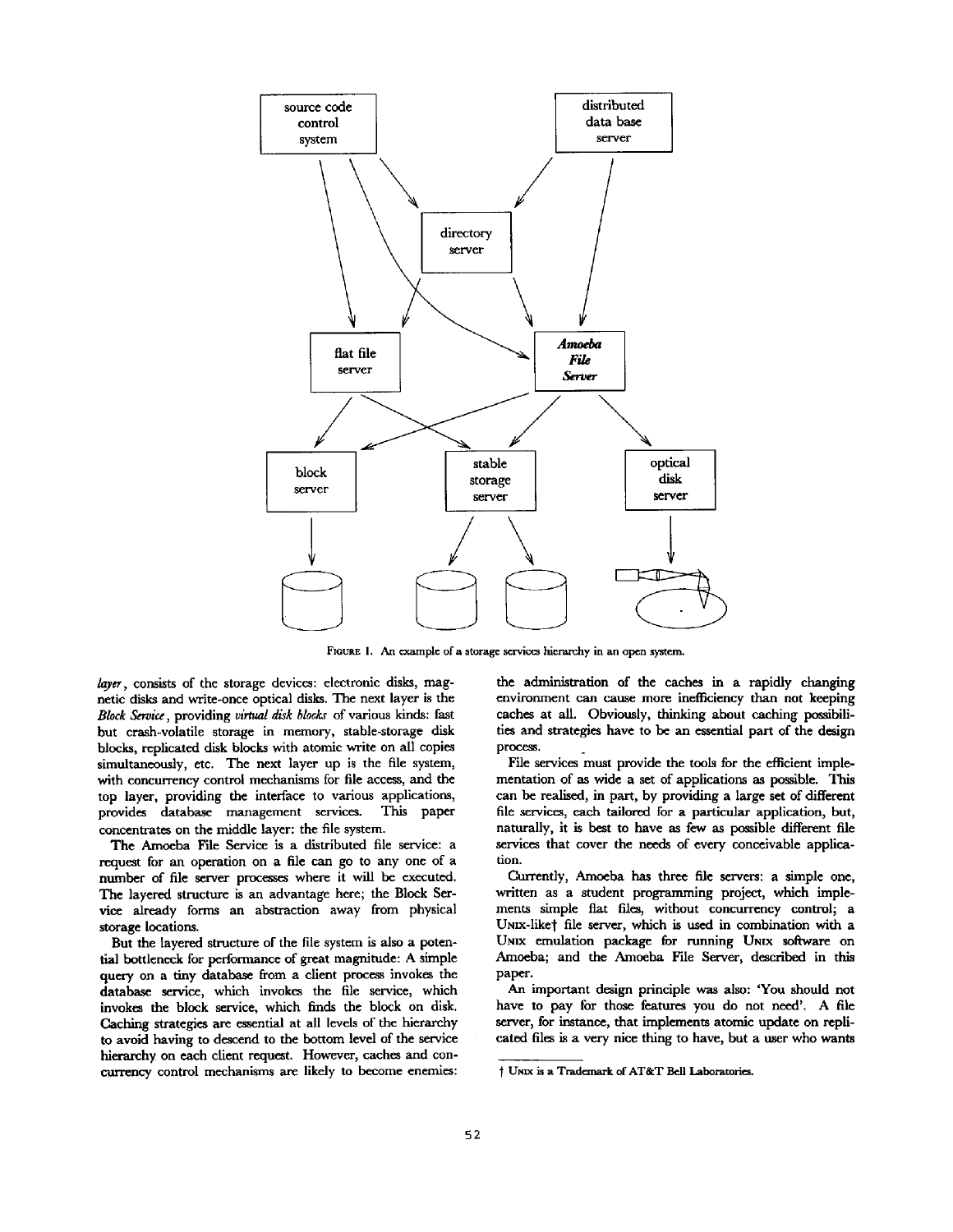FIGURE 1. An example of a storage services hierarchy in an open system.

*layer*, consists of the storage devices: electronic disks, magnetic disks and write-once optical disks. The next layer is the *Block Service*, providing *virtual disk blocks* of various kinds: fast but crash-volatile storage in memory, stable-storage disk blocks, replicated disk blocks with atomic write on all copies simultaneously, etc. The next layer up is the file system, with concurrency control mechanisms for file access, and the top layer, providing the interface to various applications, provides database management services. This paper concentrates on the middle layer: the file system.

The Amoeba File Service is a distributed file service: a request for an operation on a file can go to any one of a number of file server processes where it will be executed. The layered structure is an advantage here; the Block Service already forms an abstraction away from physical storage locations.

But the layered structure of the file system is also a potential bottleneck for performance of great magnitude: A simple query on a tiny database from a client process invokes the database service, which invokes the file service, which invokes the block service, which finds the block on disk. Caching strategies are essential at all levels of the hierarchy to avoid having to descend to the bottom level of the service hierarchy on each client request. However, caches and concurrency control mechanisms are likely to become enemies: the administration of the caches in a rapidly changing environment can cause more inefficiency than not keeping caches at all. Obviously, thinking about caching possibilities and strategies have to be an essential part of the design process.

File services must provide the tools for the efficient implementation of as wide a set of applications as possible. This can be realised, in part, by providing a large set of different file services, each tailored for a particular application, but, naturally, it is best to have as few as possible different file services that cover the needs of every conceivable application.

Currently, Amoeba has three file servers: a simple one, written as a student programming project, which implements simple flat files, without concurrency control; a UNIX-like† file server, which is used in combination with a UNIX emulation package for running UNIX software on Amoeba; and the Amoeba File Server, described in this paper.

An important design principle was also: 'You should not have to pay for those features you do not need'. A file server, for instance, that implements atomic update on replicated files is a very nice thing to have, but a user who wants

† UNIX is a Trademark of AT&T Bell Laboratories.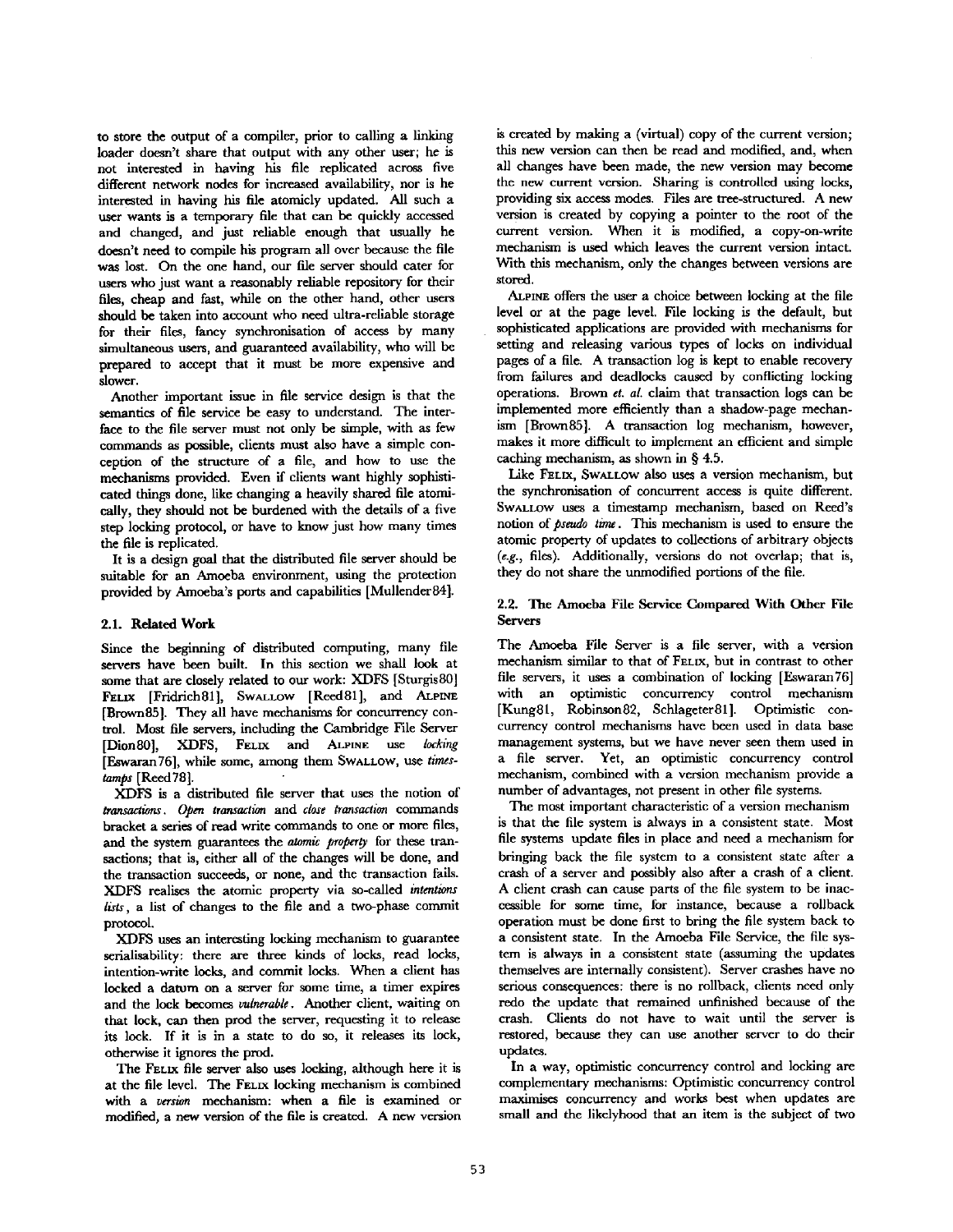to store the output of a compiler, prior to calling a linking loader doesn't share that output with any other user; he is not interested in having his file replicated across five different network nodes for increased availability, nor is he interested in having his file atomicly updated. All such a user wants is a temporary file that can be quickly accessed and changed, and just reliable enough that usually he doesn't need to compile his program all over because the file was lost. On the one hand, our file server should cater for users who just want a reasonably reliable repository for their files, cheap and fast, while on the other hand, other users should be taken into account who need ultra-reliable storage for their files, fancy synchronisation of access by many simultaneous users, and guaranteed availability, who will be prepared to accept that it must be more expensive and slower.

Another important issue in file service design is that the semantics of file service be easy to understand. The interface to the file server must not only be simple, with as few commands as possible, clients must also have a simple conception of the structure of a file, and how to use the mechanisms provided. Even if clients want highly sophisticated things done, like changing a heavily shared file atomically, they should not be burdened with the details of a five step locking protocol, or have to know just how many times the file is replicated.

It is a design goal that the distributed file server should be suitable for an Amoeba environment, using the protection provided by Amoeba's ports and capabilities [Mullender84].

### 2.1. Related Work

Since the beginning of distributed computing, many file servers have been built. In this section we shall look at some that are closely related to our work: XDFS [Sturgis80] FELIX [Fridrich81], SWALLOW [Reed81], and ALPINE [Brown85]. They all have mechanisms for concurrency control. Most file servers, including the Cambridge File Server [Dion80], XDFS, FELIX and ALPINE use *locking* [Eswaran76], while some, among them SWALLOW, use *timestamps* [Reed78].

XDFS is a distributed file server that uses the notion of *transactions*. *Open transaction* and *close transaction* commands bracket a series of read write commands to one or more files, and the system guarantees the *atomic property* for these transactions; that is, either all of the changes will be done, and the transaction succeeds, or none, and the transaction fails. XDFS realises the atomic property via so-called *intentions lists*, a list of changes to the file and a two-phase commit protocol.

XDFS uses an interesting locking mechanism to guarantee serialisability: there are three kinds of locks, read locks, intention-write locks, and commit locks. When a client has locked a datum on a server for some time, a timer expires and the lock becomes *vulnerable*. Another client, waiting on that lock, can then prod the server, requesting it to release its lock. If it is in a state to do so, it releases its lock, otherwise it ignores the prod.

The FELIX file server also uses locking, although here it is at the file level. The FELIX locking mechanism is combined with a *version* mechanism: when a file is examined or modified, a new version of the file is created. A new version is created by making a (virtual) copy of the current version; this new version can then be read and modified, and, when all changes have been made, the new version may become the new current version. Sharing is controlled using locks, providing six access modes. Files are tree-structured. A new version is created by copying a pointer to the root of the current version. When it is modified, a copy-on-write mechanism is used which leaves the current version intact. With this mechanism, only the changes between versions are stored.

ALPINE offers the user a choice between locking at the file level or at the page level. File locking is the default, but sophisticated applications are provided with mechanisms for setting and releasing various types of locks on individual pages of a file. A transaction log is kept to enable recovery from failures and deadlocks caused by conflicting locking operations. Brown *et. al.* claim that transaction logs can be implemented more efficiently than a shadow-page mechanism [Brown85]. A transaction log mechanism, however, makes it more difficult to implement an efficient and simple caching mechanism, as shown in § 4.5.

Like FELIX, SWALLOW also uses a version mechanism, but the synchronisation of concurrent access is quite different. SWALLOW uses a timestamp mechanism, based on Reed's notion of *pseudo time*. This mechanism is used to ensure the atomic property of updates to collections of arbitrary objects (*e.g.*, files). Additionally, versions do not overlap; that is, they do not share the unmodified portions of the file.

### 2.2. The Amoeba File Service Compared With Other File Servers

The Amoeba File Server is a file server, with a version mechanism similar to that of FELIX, but in contrast to other file servers, it uses a combination of locking [Eswaran76] with an optimistic concurrency control mechanism [Kung81, Robinson82, Schlageter81]. Optimistic concurrency control mechanisms have been used in data base management systems, but we have never seen them used in a file server. Yet, an optimistic concurrency control mechanism, combined with a version mechanism provide a number of advantages, not present in other file systems.

The most important characteristic of a version mechanism is that the file system is always in a consistent state. Most file systems update files in place and need a mechanism for bringing back the file system to a consistent state after a crash of a server and possibly also after a crash of a client. A client crash can cause parts of the file system to be inaccessible for some time, for instance, because a rollback operation must be done first to bring the file system back to a consistent state. In the Amoeba File Service, the file system is always in a consistent state (assuming the updates themselves are internally consistent). Server crashes have no serious consequences: there is no rollback, clients need only redo the update that remained unfinished because of the crash. Clients do not have to wait until the server is restored, because they can use another server to do their updates.

In a way, optimistic concurrency control and locking are complementary mechanisms: Optimistic concurrency control maximises concurrency and works best when updates are small and the likelyhood that an item is the subject of two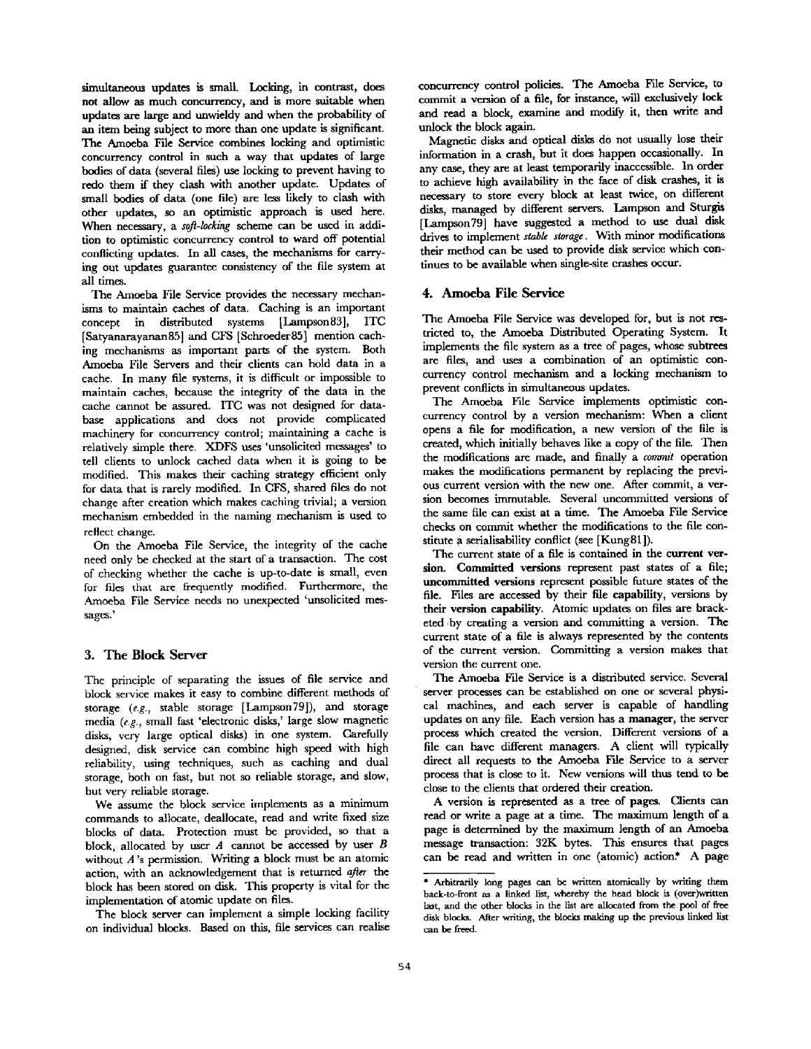simultaneous updates is small. Locking, in contrast, does not allow as much concurrency, and is more suitable when updates are large and unwieldy and when the probability of an item being subject to more than one update is significant. The Amoeba File Service combines locking and optimistic concurrency control in such a way that updates of large bodies of data (several files) use locking to prevent having to redo them if they clash with another update. Updates of small bodies of data (one file) are less likely to clash with other updates, so an optimistic approach is used here. When necessary, a *soft-locking* scheme can be used in addition to optimistic concurrency control to ward off potential conflicting updates. In all cases, the mechanisms for carrying out updates guarantee consistency of the file system at all times.

The Amoeba File Service provides the necessary mechanisms to maintain caches of data. Caching is an important concept in distributed systems [Lampson83], ITC [Satyanarayanan85] and CFS [Schroeder85] mention caching mechanisms as important parts of the system. Both Amoeba File Servers and their clients can hold data in a cache. In many file systems, it is difficult or impossible to maintain caches, because the integrity of the data in the cache cannot be assured. ITC was not designed for database applications and does not provide complicated machinery for concurrency control; maintaining a cache is relatively simple there. XDFS uses 'unsolicited messages' to tell clients to unlock cached data when it is going to be modified. This makes their caching strategy efficient only for data that is rarely modified. In CFS, shared files do not change after creation which makes caching trivial; a version mechanism embedded in the naming mechanism is used to reflect change.

On the Amoeba File Service, the integrity of the cache need only be checked at the start of a transaction. The cost of checking whether the cache is up-to-date is small, even for files that are frequently modified. Furthermore, the Amoeba File Service needs no unexpected 'unsolicited messages.'

## 3. The Block Server

The principle of separating the issues of file service and block service makes it easy to combine different methods of storage (*e.g.*, stable storage [Lampson79]), and storage media (*e.g.*, small fast 'electronic disks,' large slow magnetic disks, very large optical disks) in one system. Carefully designed, disk service can combine high speed with high reliability, using techniques, such as caching and dual storage, both on fast, but not so reliable storage, and slow, but very reliable storage.

We assume the block service implements as a minimum commands to allocate, deallocate, read and write fixed size blocks of data. Protection must be provided, so that a block, allocated by user *A* cannot be accessed by user *B* without *A*'s permission. Writing a block must be an atomic action, with an acknowledgement that is returned *after* the block has been stored on disk. This property is vital for the implementation of atomic update on files.

The block server can implement a simple locking facility on individual blocks. Based on this, file services can realise concurrency control policies. The Amoeba File Service, to commit a version of a file, for instance, will exclusively lock and read a block, examine and modify it, then write and unlock the block again.

Magnetic disks and optical disks do not usually lose their information in a crash, but it does happen occasionally. In any case, they are at least temporarily inaccessible. In order to achieve high availability in the face of disk crashes, it is necessary to store every block at least twice, on different disks, managed by different servers. Lampson and Sturgis [Lampson79] have suggested a method to use dual disk drives to implement *stable storage*. With minor modifications their method can be used to provide disk service which continues to be available when single-site crashes occur.

## 4. Amoeba File Service

The Amoeba File Service was developed for, but is not restricted to, the Amoeba Distributed Operating System. It implements the file system as a tree of pages, whose subtrees are files, and uses a combination of an optimistic concurrency control mechanism and a locking mechanism to prevent conflicts in simultaneous updates.

The Amoeba File Service implements optimistic concurrency control by a version mechanism: When a client opens a file for modification, a new version of the file is created, which initially behaves like a copy of the file. Then the modifications are made, and finally a *commit* operation makes the modifications permanent by replacing the previous current version with the new one. After commit, a version becomes immutable. Several uncommitted versions of the same file can exist at a time. The Amoeba File Service checks on commit whether the modifications to the file constitute a serialisability conflict (see [Kung81]).

The current state of a file is contained in the **current version**. **Committed versions** represent past states of a file; **uncommitted versions** represent possible future states of the file. Files are accessed by their **file capability**, versions by their **version capability**. Atomic updates on files are bracketed by creating a version and committing a version. The current state of a file is always represented by the contents of the current version. Committing a version makes that version the current one.

The Amoeba File Service is a distributed service. Several server processes can be established on one or several physical machines, and each server is capable of handling updates on any file. Each version has a **manager**, the server process which created the version. Different versions of a file can have different managers. A client will typically direct all requests to the Amoeba File Service to a server process that is close to it. New versions will thus tend to be close to the clients that ordered their creation.

A version is represented as a tree of **pages**. Clients can read or write a page at a time. The maximum length of a page is determined by the maximum length of an Amoeba message transaction: 32K bytes. This ensures that pages can be read and written in one (atomic) action.* A page

* Arbitrarily long pages can be written atomically by writing them back-to-front as a linked list, whereby the head block is (over)written last, and the other blocks in the list are allocated from the pool of free disk blocks. After writing, the blocks making up the previous linked list can be freed.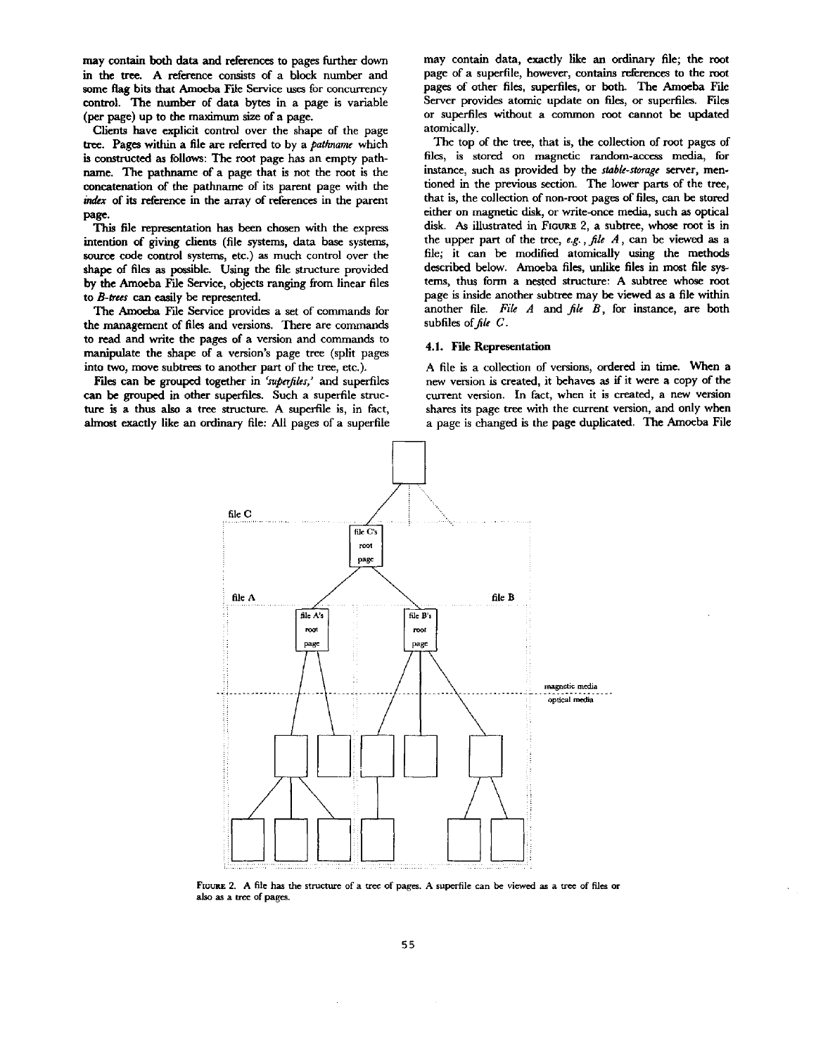may contain both data and references to pages further down in the tree. A reference consists of a block number and some flag bits that Amoeba File Service uses for concurrency control. The number of data bytes in a page is variable (per page) up to the maximum size of a page.

Clients have explicit control over the shape of the page tree. Pages within a file are referred to by a *pathname* which is constructed as follows: The root page has an empty pathname. The pathname of a page that is not the root is the concatenation of the pathname of its parent page with the *index* of its reference in the array of references in the parent page.

This file representation has been chosen with the express intention of giving clients (file systems, data base systems, source code control systems, etc.) as much control over the shape of files as possible. Using the file structure provided by the Amoeba File Service, objects ranging from linear files to *B-trees* can easily be represented.

The Amoeba File Service provides a set of commands for the management of files and versions. There are commands to read and write the pages of a version and commands to manipulate the shape of a version's page tree (split pages into two, move subtrees to another part of the tree, etc.).

Files can be grouped together in *'superfiles,'* and superfiles can be grouped in other superfiles. Such a superfile structure is a thus also a tree structure. A superfile is, in fact, almost exactly like an ordinary file: All pages of a superfile may contain data, exactly like an ordinary file; the root page of a superfile, however, contains references to the root pages of other files, superfiles, or both. The Amoeba File Server provides atomic update on files, or superfiles. Files or superfiles without a common root cannot be updated atomically.

The top of the tree, that is, the collection of root pages of files, is stored on magnetic random-access media, for instance, such as provided by the *stable-storage* server, mentioned in the previous section. The lower parts of the tree, that is, the collection of non-root pages of files, can be stored either on magnetic disk, or write-once media, such as optical disk. As illustrated in FIGURE 2, a subtree, whose root is in the upper part of the tree, *e.g.*, *file A*, can be viewed as a file; it can be modified atomically using the methods described below. Amoeba files, unlike files in most file systems, thus form a nested structure: A subtree whose root page is inside another subtree may be viewed as a file within another file. *File A* and *file B*, for instance, are both subfiles of *file C*.

### 4.1. File Representation

A file is a collection of versions, ordered in time. When a new version is created, it behaves as if it were a copy of the current version. In fact, when it is created, a new version shares its page tree with the current version, and only when a page is changed is the page duplicated. The Amoeba File

file C

file C's root page

file A

file A's root page

file B

file B's root page

magnetic media

optical media

FIGURE 2. A file has the structure of a tree of pages. A superfile can be viewed as a tree of files or also as a tree of pages.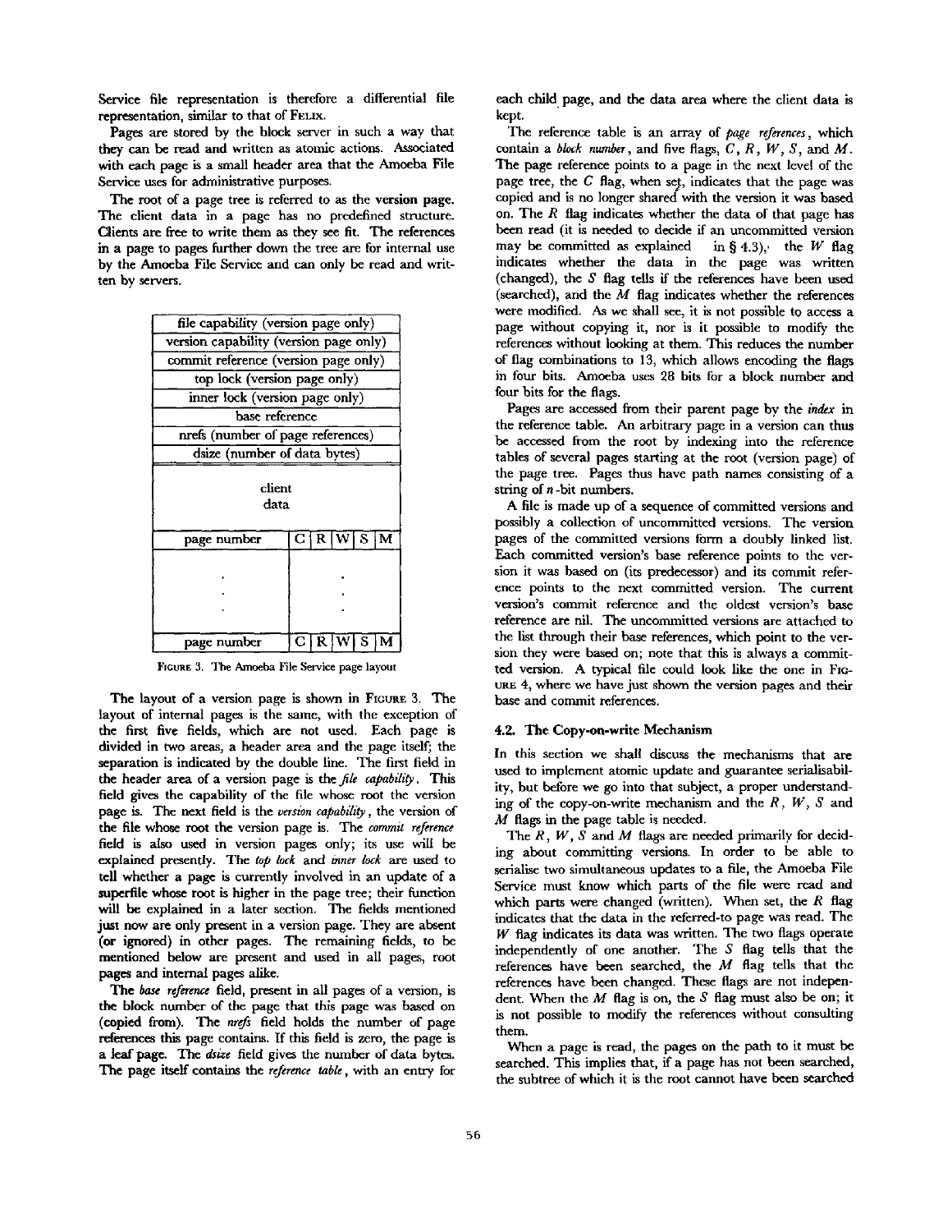Service file representation is therefore a differential file representation, similar to that of FELIX.

Pages are stored by the block server in such a way that they can be read and written as atomic actions. Associated with each page is a small header area that the Amoeba File Service uses for administrative purposes.

The root of a page tree is referred to as the **version page.** The client data in a page has no predefined structure. Clients are free to write them as they see fit. The references in a page to pages further down the tree are for internal use by the Amoeba File Service and can only be read and written by servers.

| file capability (version page only) |
|---|
| version capability (version page only) |
| commit reference (version page only) |
| top lock (version page only) |
| inner lock (version page only) |
| base reference |
| nrefs (number of page references) |
| dsize (number of data bytes) |
| client data |
| page number \| C \| R \| W \| S \| M |
| . . . |
| page number \| C \| R \| W \| S \| M |

FIGURE 3. The Amoeba File Service page layout

The layout of a version page is shown in FIGURE 3. The layout of internal pages is the same, with the exception of the first five fields, which are not used. Each page is divided in two areas, a header area and the page itself; the separation is indicated by the double line. The first field in the header area of a version page is the *file capability*. This field gives the capability of the file whose root the version page is. The next field is the *version capability*, the version of the file whose root the version page is. The *commit reference* field is also used in version pages only; its use will be explained presently. The *top lock* and *inner lock* are used to tell whether a page is currently involved in an update of a superfile whose root is higher in the page tree; their function will be explained in a later section. The fields mentioned just now are only present in a version page. They are absent (or ignored) in other pages. The remaining fields, to be mentioned below are present and used in all pages, root pages and internal pages alike.

The *base reference* field, present in all pages of a version, is the block number of the page that this page was based on (copied from). The *nrefs* field holds the number of page references this page contains. If this field is zero, the page is a leaf page. The *dsize* field gives the number of data bytes. The page itself contains the *reference table*, with an entry for each child page, and the data area where the client data is kept.

The reference table is an array of *page references*, which contain a *block number*, and five flags, $C$, $R$, $W$, $S$, and $M$. The page reference points to a page in the next level of the page tree, the $C$ flag, when set, indicates that the page was copied and is no longer shared with the version it was based on. The $R$ flag indicates whether the data of that page has been read (it is needed to decide if an uncommitted version may be committed as explained in § 4.3), the $W$ flag indicates whether the data in the page was written (changed), the $S$ flag tells if the references have been used (searched), and the $M$ flag indicates whether the references were modified. As we shall see, it is not possible to access a page without copying it, nor is it possible to modify the references without looking at them. This reduces the number of flag combinations to 13, which allows encoding the flags in four bits. Amoeba uses 28 bits for a block number and four bits for the flags.

Pages are accessed from their parent page by the *index* in the reference table. An arbitrary page in a version can thus be accessed from the root by indexing into the reference tables of several pages starting at the root (version page) of the page tree. Pages thus have path names consisting of a string of $n$-bit numbers.

A file is made up of a sequence of committed versions and possibly a collection of uncommitted versions. The version pages of the committed versions form a doubly linked list. Each committed version's base reference points to the version it was based on (its predecessor) and its commit reference points to the next committed version. The current version's commit reference and the oldest version's base reference are nil. The uncommitted versions are attached to the list through their base references, which point to the version they were based on; note that this is always a committed version. A typical file could look like the one in FIGURE 4, where we have just shown the version pages and their base and commit references.

### 4.2. The Copy-on-write Mechanism

In this section we shall discuss the mechanisms that are used to implement atomic update and guarantee serialisability, but before we go into that subject, a proper understanding of the copy-on-write mechanism and the $R$, $W$, $S$ and $M$ flags in the page table is needed.

The $R$, $W$, $S$ and $M$ flags are needed primarily for deciding about committing versions. In order to be able to serialise two simultaneous updates to a file, the Amoeba File Service must know which parts of the file were read and which parts were changed (written). When set, the $R$ flag indicates that the data in the referred-to page was read. The $W$ flag indicates its data was written. The two flags operate independently of one another. The $S$ flag tells that the references have been searched, the $M$ flag tells that the references have been changed. These flags are not independent. When the $M$ flag is on, the $S$ flag must also be on; it is not possible to modify the references without consulting them.

When a page is read, the pages on the path to it must be searched. This implies that, if a page has not been searched, the subtree of which it is the root cannot have been searched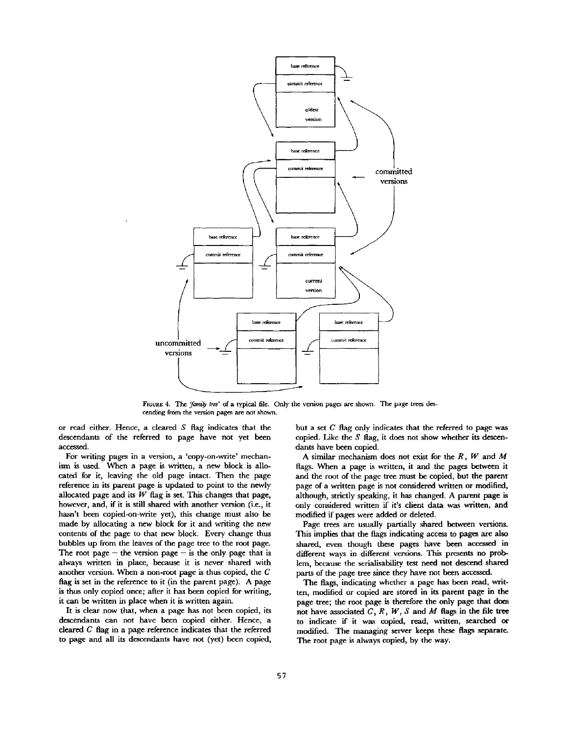base reference

commit reference

oldest version

base reference

commit reference

committed versions

base reference

commit reference

base reference

commit reference

current version

base reference

commit reference

base reference

commit reference

uncommitted versions

FIGURE 4. The *'family tree'* of a typical file. Only the version pages are shown. The page trees descending from the version pages are not shown.

or read either. Hence, a cleared *S* flag indicates that the descendants of the referred to page have not yet been accessed.

For writing pages in a version, a 'copy-on-write' mechanism is used. When a page is written, a new block is allocated for it, leaving the old page intact. Then the page reference in its parent page is updated to point to the newly allocated page and its *W* flag is set. This changes that page, however, and, if it is still shared with another version (i.e., it hasn't been copied-on-write yet), this change must also be made by allocating a new block for it and writing the new contents of the page to that new block. Every change thus bubbles up from the leaves of the page tree to the root page. The root page – the version page – is the only page that is always written in place, because it is never shared with another version. When a non-root page is thus copied, the *C* flag is set in the reference to it (in the parent page). A page is thus only copied once; after it has been copied for writing, it can be written in place when it is written again.

It is clear now that, when a page has not been copied, its descendants can not have been copied either. Hence, a cleared *C* flag in a page reference indicates that the referred to page and all its descendants have not (yet) been copied, but a set *C* flag only indicates that the referred to page was copied. Like the *S* flag, it does not show whether its descendants have been copied.

A similar mechanism does not exist for the *R*, *W* and *M* flags. When a page is written, it and the pages between it and the root of the page tree must be copied, but the parent page of a written page is not considered written or modified, although, strictly speaking, it has changed. A parent page is only considered written if it's client data was written, and modified if pages were added or deleted.

Page trees are usually partially shared between versions. This implies that the flags indicating access to pages are also shared, even though these pages have been accessed in different ways in different versions. This presents no problem, because the serialisability test need not descend shared parts of the page tree since they have not been accessed.

The flags, indicating whether a page has been read, written, modified or copied are stored in its parent page in the page tree; the root page is therefore the only page that does not have associated *C*, *R*, *W*, *S* and *M* flags in the file tree to indicate if it was copied, read, written, searched or modified. The managing server keeps these flags separate. The root page is always copied, by the way.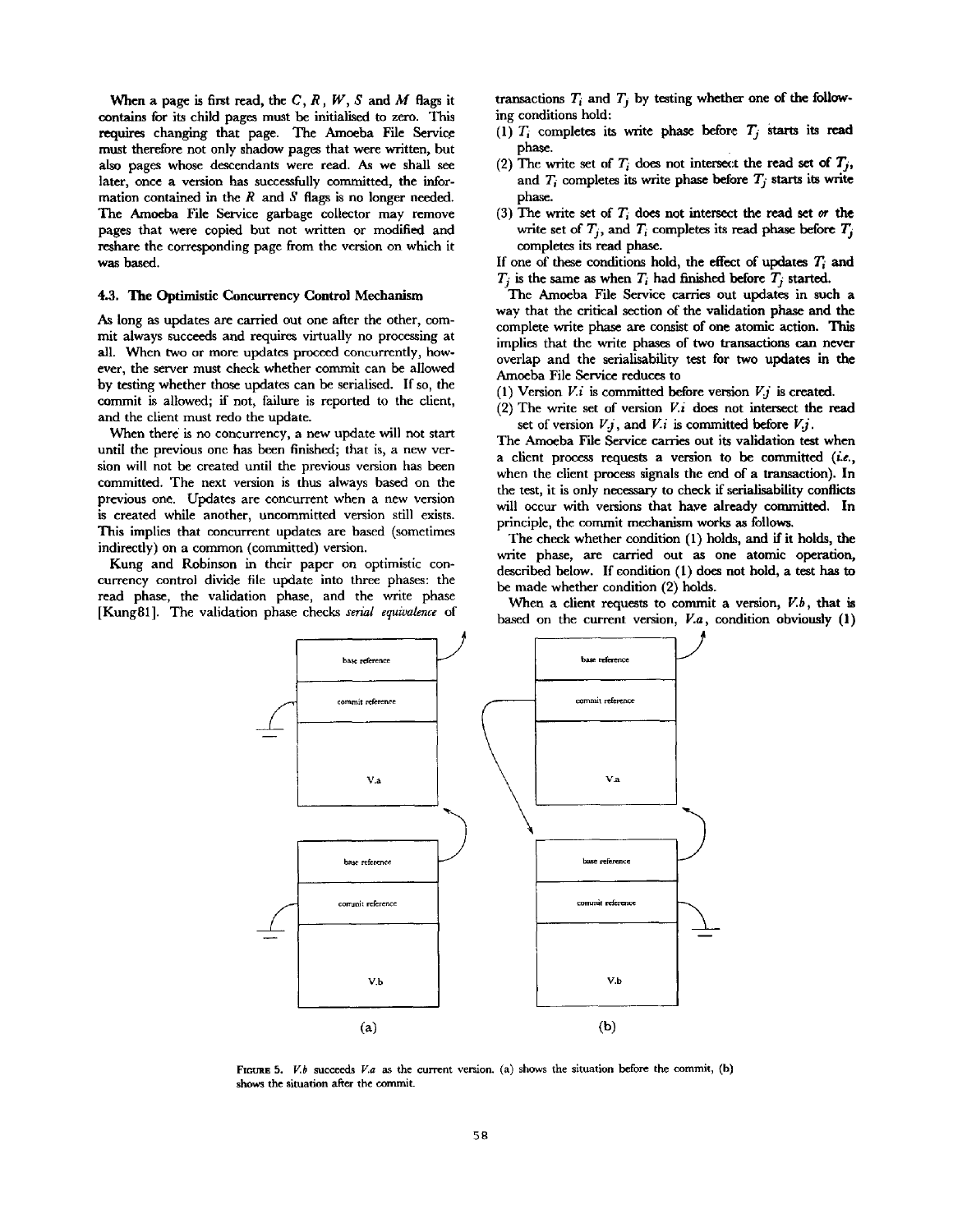When a page is first read, the $C$, $R$, $W$, $S$ and $M$ flags it contains for its child pages must be initialised to zero. This requires changing that page. The Amoeba File Service must therefore not only shadow pages that were written, but also pages whose descendants were read. As we shall see later, once a version has successfully committed, the information contained in the $R$ and $S$ flags is no longer needed. The Amoeba File Service garbage collector may remove pages that were copied but not written or modified and reshare the corresponding page from the version on which it was based.

### 4.3. The Optimistic Concurrency Control Mechanism

As long as updates are carried out one after the other, commit always succeeds and requires virtually no processing at all. When two or more updates proceed concurrently, however, the server must check whether commit can be allowed by testing whether those updates can be serialised. If so, the commit is allowed; if not, failure is reported to the client, and the client must redo the update.

When there is no concurrency, a new update will not start until the previous one has been finished; that is, a new version will not be created until the previous version has been committed. The next version is thus always based on the previous one. Updates are concurrent when a new version is created while another, uncommitted version still exists. This implies that concurrent updates are based (sometimes indirectly) on a common (committed) version.

Kung and Robinson in their paper on optimistic concurrency control divide file update into three phases: the read phase, the validation phase, and the write phase [Kung81]. The validation phase checks *serial equivalence* of transactions $T_i$ and $T_j$ by testing whether one of the following conditions hold:

(1) $T_i$ completes its write phase before $T_j$ starts its read phase.
(2) The write set of $T_i$ does not intersect the read set of $T_j$, and $T_i$ completes its write phase before $T_j$ starts its write phase.
(3) The write set of $T_i$ does not intersect the read set *or* the write set of $T_j$, and $T_i$ completes its read phase before $T_j$ completes its read phase.

If one of these conditions hold, the effect of updates $T_i$ and $T_j$ is the same as when $T_i$ had finished before $T_j$ started.

The Amoeba File Service carries out updates in such a way that the critical section of the validation phase and the complete write phase are consist of one atomic action. This implies that the write phases of two transactions can never overlap and the serialisability test for two updates in the Amoeba File Service reduces to

(1) Version $V.i$ is committed before version $V.j$ is created.
(2) The write set of version $V.i$ does not intersect the read set of version $V.j$, and $V.i$ is committed before $V.j$.

The Amoeba File Service carries out its validation test when a client process requests a version to be committed (*i.e.*, when the client process signals the end of a transaction). In the test, it is only necessary to check if serialisability conflicts will occur with versions that have already committed. In principle, the commit mechanism works as follows.

The check whether condition (1) holds, and if it holds, the write phase, are carried out as one atomic operation, described below. If condition (1) does not hold, a test has to be made whether condition (2) holds.

When a client requests to commit a version, $V.b$, that is based on the current version, $V.a$, condition obviously (1)

FIGURE 5. $V.b$ succeeds $V.a$ as the current version. (a) shows the situation before the commit, (b) shows the situation after the commit.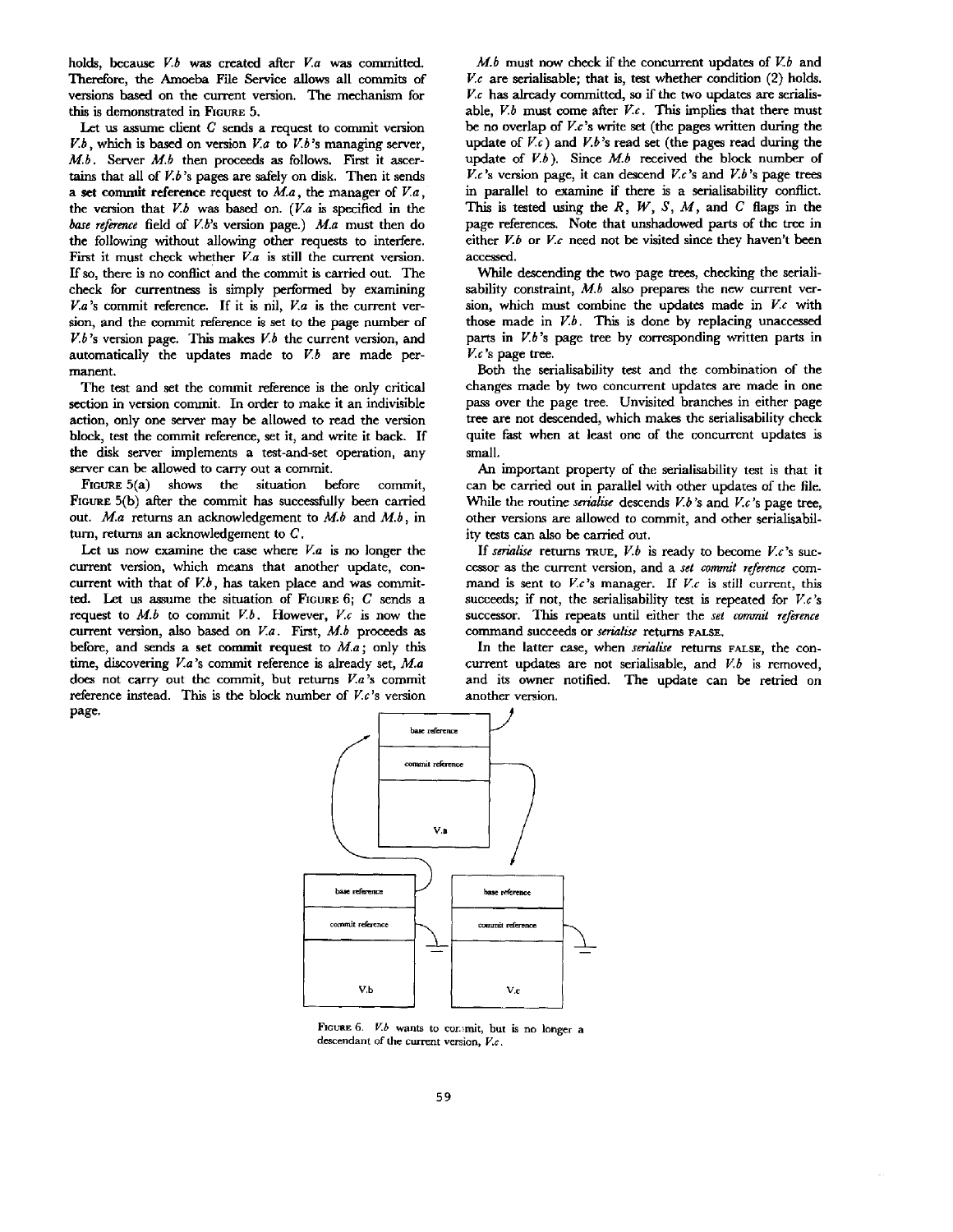holds, because *V.b* was created after *V.a* was committed. Therefore, the Amoeba File Service allows all commits of versions based on the current version. The mechanism for this is demonstrated in FIGURE 5.

Let us assume client *C* sends a request to commit version *V.b*, which is based on version *V.a* to *V.b*'s managing server, *M.b*. Server *M.b* then proceeds as follows. First it ascertains that all of *V.b*'s pages are safely on disk. Then it sends a **set commit reference** request to *M.a*, the manager of *V.a*, the version that *V.b* was based on. (*V.a* is specified in the *base reference* field of *V.b*'s version page.) *M.a* must then do the following without allowing other requests to interfere. First it must check whether *V.a* is still the current version. If so, there is no conflict and the commit is carried out. The check for currentness is simply performed by examining *V.a*'s commit reference. If it is nil, *V.a* is the current version, and the commit reference is set to the page number of *V.b*'s version page. This makes *V.b* the current version, and automatically the updates made to *V.b* are made permanent.

The test and set the commit reference is the only critical section in version commit. In order to make it an indivisible action, only one server may be allowed to read the version block, test the commit reference, set it, and write it back. If the disk server implements a test-and-set operation, any server can be allowed to carry out a commit.

FIGURE 5(a) shows the situation before commit, FIGURE 5(b) after the commit has successfully been carried out. *M.a* returns an acknowledgement to *M.b* and *M.b*, in turn, returns an acknowledgement to *C*.

Let us now examine the case where *V.a* is no longer the current version, which means that another update, concurrent with that of *V.b*, has taken place and was committed. Let us assume the situation of FIGURE 6; *C* sends a request to *M.b* to commit *V.b*. However, *V.c* is now the current version, also based on *V.a*. First, *M.b* proceeds as before, and sends a **set commit** request to *M.a*; only this time, discovering *V.a*'s commit reference is already set, *M.a* does not carry out the commit, but returns *V.a*'s commit reference instead. This is the block number of *V.c*'s version page.

*M.b* must now check if the concurrent updates of *V.b* and *V.c* are serialisable; that is, test whether condition (2) holds. *V.c* has already committed, so if the two updates are serialisable, *V.b* must come after *V.c*. This implies that there must be no overlap of *V.c*'s write set (the pages written during the update of *V.c*) and *V.b*'s read set (the pages read during the update of *V.b*). Since *M.b* received the block number of *V.c*'s version page, it can descend *V.c*'s and *V.b*'s page trees in parallel to examine if there is a serialisability conflict. This is tested using the $R$, $W$, $S$, $M$, and $C$ flags in the page references. Note that unshadowed parts of the tree in either *V.b* or *V.c* need not be visited since they haven't been accessed.

While descending the two page trees, checking the serialisability constraint, *M.b* also prepares the new current version, which must combine the updates made in *V.c* with those made in *V.b*. This is done by replacing unaccessed parts in *V.b*'s page tree by corresponding written parts in *V.c*'s page tree.

Both the serialisability test and the combination of the changes made by two concurrent updates are made in one pass over the page tree. Unvisited branches in either page tree are not descended, which makes the serialisability check quite fast when at least one of the concurrent updates is small.

An important property of the serialisability test is that it can be carried out in parallel with other updates of the file. While the routine *serialise* descends *V.b*'s and *V.c*'s page tree, other versions are allowed to commit, and other serialisability tests can also be carried out.

If *serialise* returns TRUE, *V.b* is ready to become *V.c*'s successor as the current version, and a *set commit reference* command is sent to *V.c*'s manager. If *V.c* is still current, this succeeds; if not, the serialisability test is repeated for *V.c*'s successor. This repeats until either the *set commit reference* command succeeds or *serialise* returns FALSE.

In the latter case, when *serialise* returns FALSE, the concurrent updates are not serialisable, and *V.b* is removed, and its owner notified. The update can be retried on another version.

FIGURE 6. *V.b* wants to commit, but is no longer a descendant of the current version, *V.c*.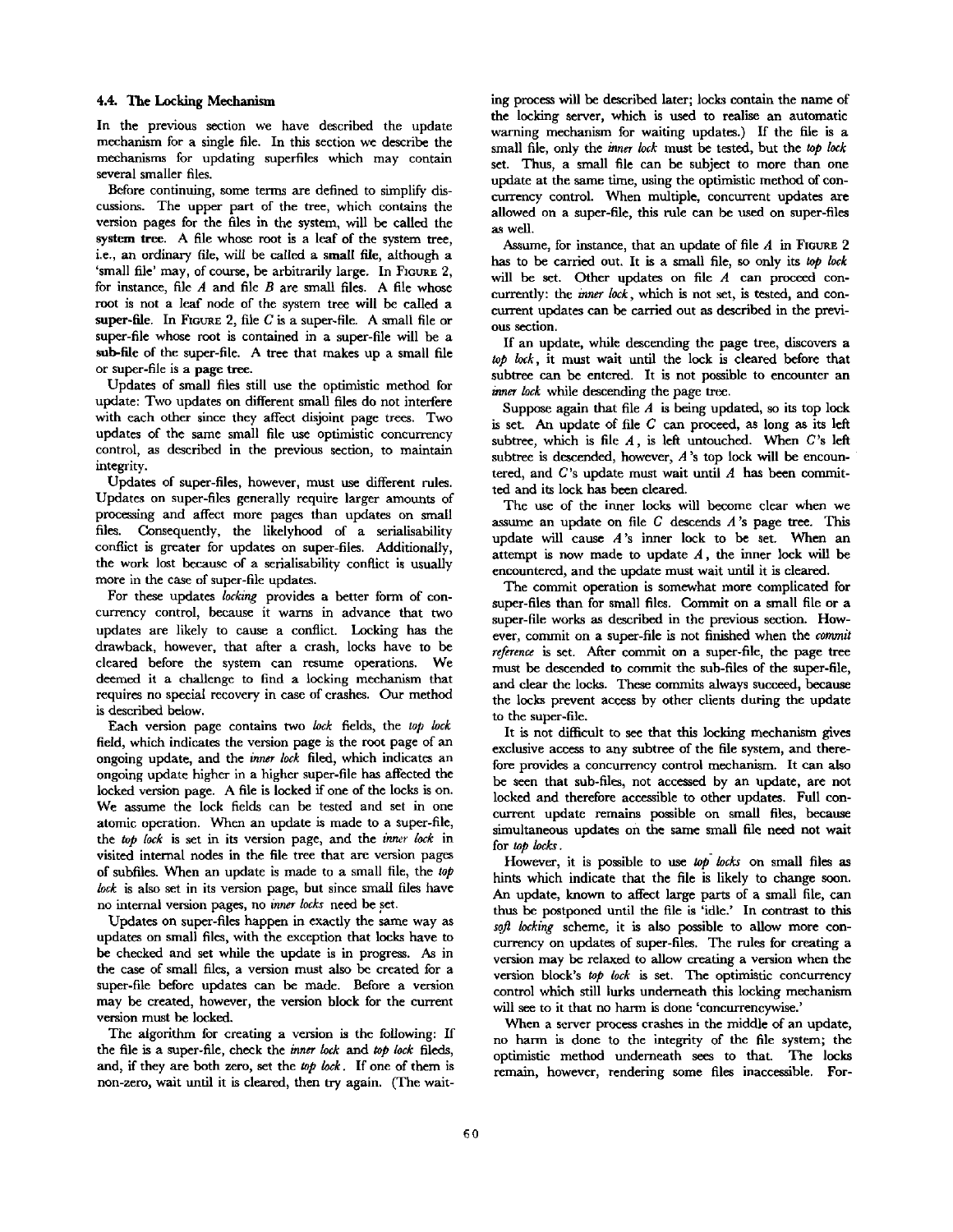### 4.4. The Locking Mechanism

In the previous section we have described the update mechanism for a single file. In this section we describe the mechanisms for updating superfiles which may contain several smaller files.

Before continuing, some terms are defined to simplify discussions. The upper part of the tree, which contains the version pages for the files in the system, will be called the **system tree**. A file whose root is a leaf of the system tree, i.e., an ordinary file, will be called a **small file**, although a 'small file' may, of course, be arbitrarily large. In FIGURE 2, for instance, file $A$ and file $B$ are small files. A file whose root is not a leaf node of the system tree will be called a **super-file**. In FIGURE 2, file $C$ is a super-file. A small file or super-file whose root is contained in a super-file will be a **sub-file** of the super-file. A tree that makes up a small file or super-file is a **page tree**.

Updates of small files still use the optimistic method for update: Two updates on different small files do not interfere with each other since they affect disjoint page trees. Two updates of the same small file use optimistic concurrency control, as described in the previous section, to maintain integrity.

Updates of super-files, however, must use different rules. Updates on super-files generally require larger amounts of processing and affect more pages than updates on small files. Consequently, the likelihood of a serialisability conflict is greater for updates on super-files. Additionally, the work lost because of a serialisability conflict is usually more in the case of super-file updates.

For these updates *locking* provides a better form of concurrency control, because it warns in advance that two updates are likely to cause a conflict. Locking has the drawback, however, that after a crash, locks have to be cleared before the system can resume operations. We deemed it a challenge to find a locking mechanism that requires no special recovery in case of crashes. Our method is described below.

Each version page contains two *lock* fields, the *top lock* field, which indicates the version page is the root page of an ongoing update, and the *inner lock* filed, which indicates an ongoing update higher in a higher super-file has affected the locked version page. A file is locked if one of the locks is on. We assume the lock fields can be tested and set in one atomic operation. When an update is made to a super-file, the *top lock* is set in its version page, and the *inner lock* in visited internal nodes in the file tree that are version pages of subfiles. When an update is made to a small file, the *top lock* is also set in its version page, but since small files have no internal version pages, no *inner locks* need be set.

Updates on super-files happen in exactly the same way as updates on small files, with the exception that locks have to be checked and set while the update is in progress. As in the case of small files, a version must also be created for a super-file before updates can be made. Before a version may be created, however, the version block for the current version must be locked.

The algorithm for creating a version is the following: If the file is a super-file, check the *inner lock* and *top lock* fileds, and, if they are both zero, set the *top lock*. If one of them is non-zero, wait until it is cleared, then try again. (The waiting process will be described later; locks contain the name of the locking server, which is used to realise an automatic warning mechanism for waiting updates.) If the file is a small file, only the *inner lock* must be tested, but the *top lock* set. Thus, a small file can be subject to more than one update at the same time, using the optimistic method of concurrency control. When multiple, concurrent updates are allowed on a super-file, this rule can be used on super-files as well.

Assume, for instance, that an update of file $A$ in FIGURE 2 has to be carried out. It is a small file, so only its *top lock* will be set. Other updates on file $A$ can proceed concurrently: the *inner lock*, which is not set, is tested, and concurrent updates can be carried out as described in the previous section.

If an update, while descending the page tree, discovers a *top lock*, it must wait until the lock is cleared before that subtree can be entered. It is not possible to encounter an *inner lock* while descending the page tree.

Suppose again that file $A$ is being updated, so its top lock is set. An update of file $C$ can proceed, as long as its left subtree, which is file $A$, is left untouched. When $C$'s left subtree is descended, however, $A$'s top lock will be encountered, and $C$'s update must wait until $A$ has been committed and its lock has been cleared.

The use of the inner locks will become clear when we assume an update on file $C$ descends $A$'s page tree. This update will cause $A$'s inner lock to be set. When an attempt is now made to update $A$, the inner lock will be encountered, and the update must wait until it is cleared.

The commit operation is somewhat more complicated for super-files than for small files. Commit on a small file or a super-file works as described in the previous section. However, commit on a super-file is not finished when the *commit reference* is set. After commit on a super-file, the page tree must be descended to commit the sub-files of the super-file, and clear the locks. These commits always succeed, because the locks prevent access by other clients during the update to the super-file.

It is not difficult to see that this locking mechanism gives exclusive access to any subtree of the file system, and therefore provides a concurrency control mechanism. It can also be seen that sub-files, not accessed by an update, are not locked and therefore accessible to other updates. Full concurrent update remains possible on small files, because simultaneous updates on the same small file need not wait for *top locks*.

However, it is possible to use *top locks* on small files as hints which indicate that the file is likely to change soon. An update, known to affect large parts of a small file, can thus be postponed until the file is 'idle.' In contrast to this *soft locking* scheme, it is also possible to allow more concurrency on updates of super-files. The rules for creating a version may be relaxed to allow creating a version when the version block's *top lock* is set. The optimistic concurrency control which still lurks underneath this locking mechanism will see to it that no harm is done 'concurrencywise.'

When a server process crashes in the middle of an update, no harm is done to the integrity of the file system; the optimistic method underneath sees to that. The locks remain, however, rendering some files inaccessible. For-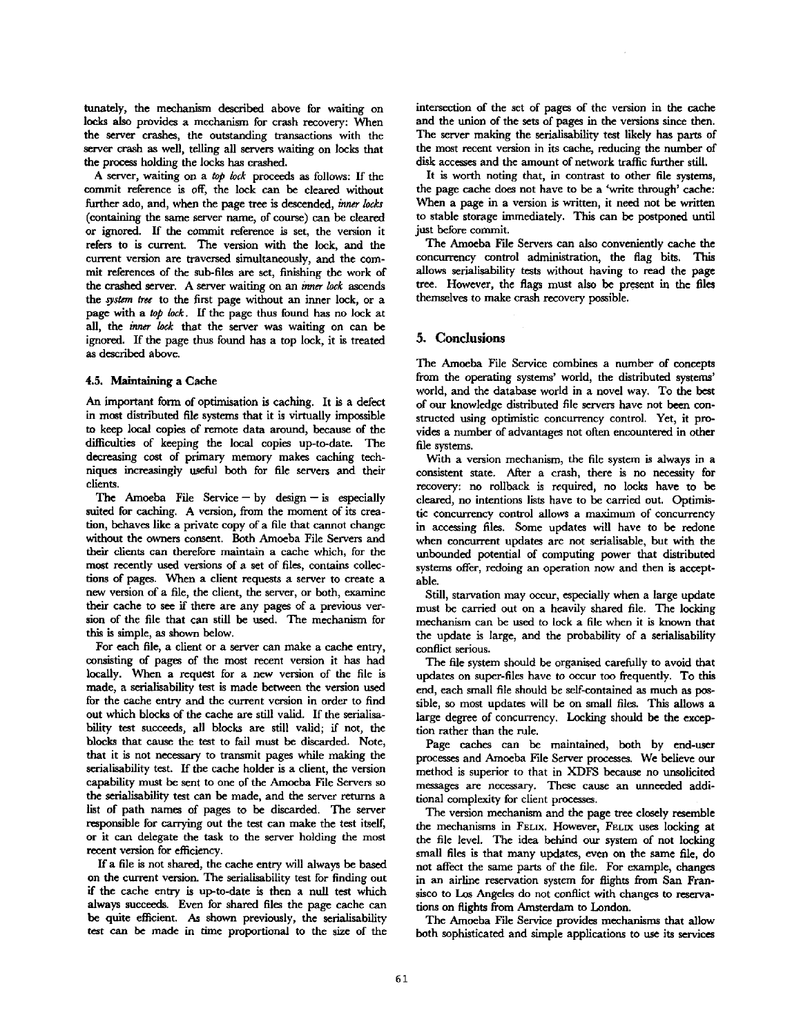tunately, the mechanism described above for waiting on locks also provides a mechanism for crash recovery: When the server crashes, the outstanding transactions with the server crash as well, telling all servers waiting on locks that the process holding the locks has crashed.

A server, waiting on a *top lock* proceeds as follows: If the commit reference is off, the lock can be cleared without further ado, and, when the page tree is descended, *inner locks* (containing the same server name, of course) can be cleared or ignored. If the commit reference is set, the version it refers to is current. The version with the lock, and the current version are traversed simultaneously, and the commit references of the sub-files are set, finishing the work of the crashed server. A server waiting on an *inner lock* ascends the *system tree* to the first page without an inner lock, or a page with a *top lock*. If the page thus found has no lock at all, the *inner lock* that the server was waiting on can be ignored. If the page thus found has a top lock, it is treated as described above.

### 4.5. Maintaining a Cache

An important form of optimisation is caching. It is a defect in most distributed file systems that it is virtually impossible to keep local copies of remote data around, because of the difficulties of keeping the local copies up-to-date. The decreasing cost of primary memory makes caching techniques increasingly useful both for file servers and their clients.

The Amoeba File Service – by design – is especially suited for caching. A version, from the moment of its creation, behaves like a private copy of a file that cannot change without the owners consent. Both Amoeba File Servers and their clients can therefore maintain a cache which, for the most recently used versions of a set of files, contains collections of pages. When a client requests a server to create a new version of a file, the client, the server, or both, examine their cache to see if there are any pages of a previous version of the file that can still be used. The mechanism for this is simple, as shown below.

For each file, a client or a server can make a cache entry, consisting of pages of the most recent version it has had locally. When a request for a new version of the file is made, a serialisability test is made between the version used for the cache entry and the current version in order to find out which blocks of the cache are still valid. If the serialisability test succeeds, all blocks are still valid; if not, the blocks that cause the test to fail must be discarded. Note, that it is not necessary to transmit pages while making the serialisability test. If the cache holder is a client, the version capability must be sent to one of the Amoeba File Servers so the serialisability test can be made, and the server returns a list of path names of pages to be discarded. The server responsible for carrying out the test can make the test itself, or it can delegate the task to the server holding the most recent version for efficiency.

If a file is not shared, the cache entry will always be based on the current version. The serialisability test for finding out if the cache entry is up-to-date is then a null test which always succeeds. Even for shared files the page cache can be quite efficient. As shown previously, the serialisability test can be made in time proportional to the size of the intersection of the set of pages of the version in the cache and the union of the sets of pages in the versions since then. The server making the serialisability test likely has parts of the most recent version in its cache, reducing the number of disk accesses and the amount of network traffic further still.

It is worth noting that, in contrast to other file systems, the page cache does not have to be a 'write through' cache: When a page in a version is written, it need not be written to stable storage immediately. This can be postponed until just before commit.

The Amoeba File Servers can also conveniently cache the concurrency control administration, the flag bits. This allows serialisability tests without having to read the page tree. However, the flags must also be present in the files themselves to make crash recovery possible.

## 5. Conclusions

The Amoeba File Service combines a number of concepts from the operating systems' world, the distributed systems' world, and the database world in a novel way. To the best of our knowledge distributed file servers have not been constructed using optimistic concurrency control. Yet, it provides a number of advantages not often encountered in other file systems.

With a version mechanism, the file system is always in a consistent state. After a crash, there is no necessity for recovery: no rollback is required, no locks have to be cleared, no intentions lists have to be carried out. Optimistic concurrency control allows a maximum of concurrency in accessing files. Some updates will have to be redone when concurrent updates are not serialisable, but with the unbounded potential of computing power that distributed systems offer, redoing an operation now and then is acceptable.

Still, starvation may occur, especially when a large update must be carried out on a heavily shared file. The locking mechanism can be used to lock a file when it is known that the update is large, and the probability of a serialisability conflict serious.

The file system should be organised carefully to avoid that updates on super-files have to occur too frequently. To this end, each small file should be self-contained as much as possible, so most updates will be on small files. This allows a large degree of concurrency. Locking should be the exception rather than the rule.

Page caches can be maintained, both by end-user processes and Amoeba File Server processes. We believe our method is superior to that in XDFS because no unsolicited messages are necessary. These cause an unneeded additional complexity for client processes.

The version mechanism and the page tree closely resemble the mechanisms in FELIX. However, FELIX uses locking at the file level. The idea behind our system of not locking small files is that many updates, even on the same file, do not affect the same parts of the file. For example, changes in an airline reservation system for flights from San Fransisco to Los Angeles do not conflict with changes to reservations on flights from Amsterdam to London.

The Amoeba File Service provides mechanisms that allow both sophisticated and simple applications to use its services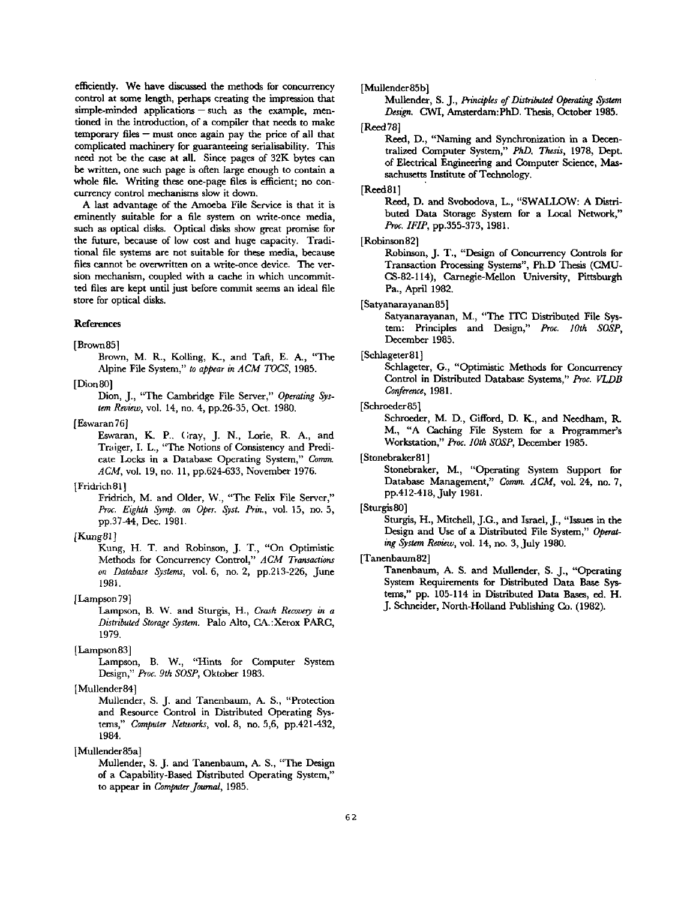efficiently. We have discussed the methods for concurrency control at some length, perhaps creating the impression that simple-minded applications – such as the example, mentioned in the introduction, of a compiler that needs to make temporary files – must once again pay the price of all that complicated machinery for guaranteeing serialisability. This need not be the case at all. Since pages of 32K bytes can be written, one such page is often large enough to contain a whole file. Writing these one-page files is efficient; no concurrency control mechanisms slow it down.

A last advantage of the Amoeba File Service is that it is eminently suitable for a file system on write-once media, such as optical disks. Optical disks show great promise for the future, because of low cost and huge capacity. Traditional file systems are not suitable for these media, because files cannot be overwritten on a write-once device. The version mechanism, coupled with a cache in which uncommitted files are kept until just before commit seems an ideal file store for optical disks.

## References

[Brown85]
Brown, M. R., Kolling, K., and Taft, E. A., "The Alpine File System," *to appear in ACM TOCS*, 1985.

[Dion80]
Dion, J., "The Cambridge File Server," *Operating System Review*, vol. 14, no. 4, pp.26-35, Oct. 1980.

[Eswaran76]
Eswaran, K. P., Gray, J. N., Lorie, R. A., and Traiger, I. L., "The Notions of Consistency and Predicate Locks in a Database Operating System," *Comm. ACM*, vol. 19, no. 11, pp.624-633, November 1976.

[Fridrich81]
Fridrich, M. and Older, W., "The Felix File Server," *Proc. Eighth Symp. on Oper. Syst. Prin.*, vol. 15, no. 5, pp.37-44, Dec. 1981.

[Kung81]
Kung, H. T. and Robinson, J. T., "On Optimistic Methods for Concurrency Control," *ACM Transactions on Database Systems*, vol. 6, no. 2, pp.213-226, June 1981.

[Lampson79]
Lampson, B. W. and Sturgis, H., *Crash Recovery in a Distributed Storage System*. Palo Alto, CA.:Xerox PARC, 1979.

[Lampson83]
Lampson, B. W., "Hints for Computer System Design," *Proc. 9th SOSP*, Oktober 1983.

[Mullender84]
Mullender, S. J. and Tanenbaum, A. S., "Protection and Resource Control in Distributed Operating Systems," *Computer Networks*, vol. 8, no. 5,6, pp.421-432, 1984.

[Mullender85a]
Mullender, S. J. and Tanenbaum, A. S., "The Design of a Capability-Based Distributed Operating System," to appear in *Computer Journal*, 1985.

[Mullender85b]
Mullender, S. J., *Principles of Distributed Operating System Design*. CWI, Amsterdam:PhD. Thesis, October 1985.

[Reed78]
Reed, D., "Naming and Synchronization in a Decentralized Computer System," *PhD. Thesis*, 1978, Dept. of Electrical Engineering and Computer Science, Massachusetts Institute of Technology.

[Reed81]
Reed, D. and Svobodova, L., "SWALLOW: A Distributed Data Storage System for a Local Network," *Proc. IFIP*, pp.355-373, 1981.

[Robinson82]
Robinson, J. T., "Design of Concurrency Controls for Transaction Processing Systems", Ph.D Thesis (CMU-CS-82-114), Carnegie-Mellon University, Pittsburgh Pa., April 1982.

[Satyanarayanan85]
Satyanarayanan, M., "The ITC Distributed File System: Principles and Design," *Proc. 10th SOSP*, December 1985.

[Schlageter81]
Schlageter, G., "Optimistic Methods for Concurrency Control in Distributed Database Systems," *Proc. VLDB Conference*, 1981.

[Schroeder85]
Schroeder, M. D., Gifford, D. K., and Needham, R. M., "A Caching File System for a Programmer's Workstation," *Proc. 10th SOSP*, December 1985.

[Stonebraker81]
Stonebraker, M., "Operating System Support for Database Management," *Comm. ACM*, vol. 24, no. 7, pp.412-418, July 1981.

[Sturgis80]
Sturgis, H., Mitchell, J.G., and Israel, J., "Issues in the Design and Use of a Distributed File System," *Operating System Review*, vol. 14, no. 3, July 1980.

[Tanenbaum82]
Tanenbaum, A. S. and Mullender, S. J., "Operating System Requirements for Distributed Data Base Systems," pp. 105-114 in Distributed Data Bases, ed. H. J. Schneider, North-Holland Publishing Co. (1982).